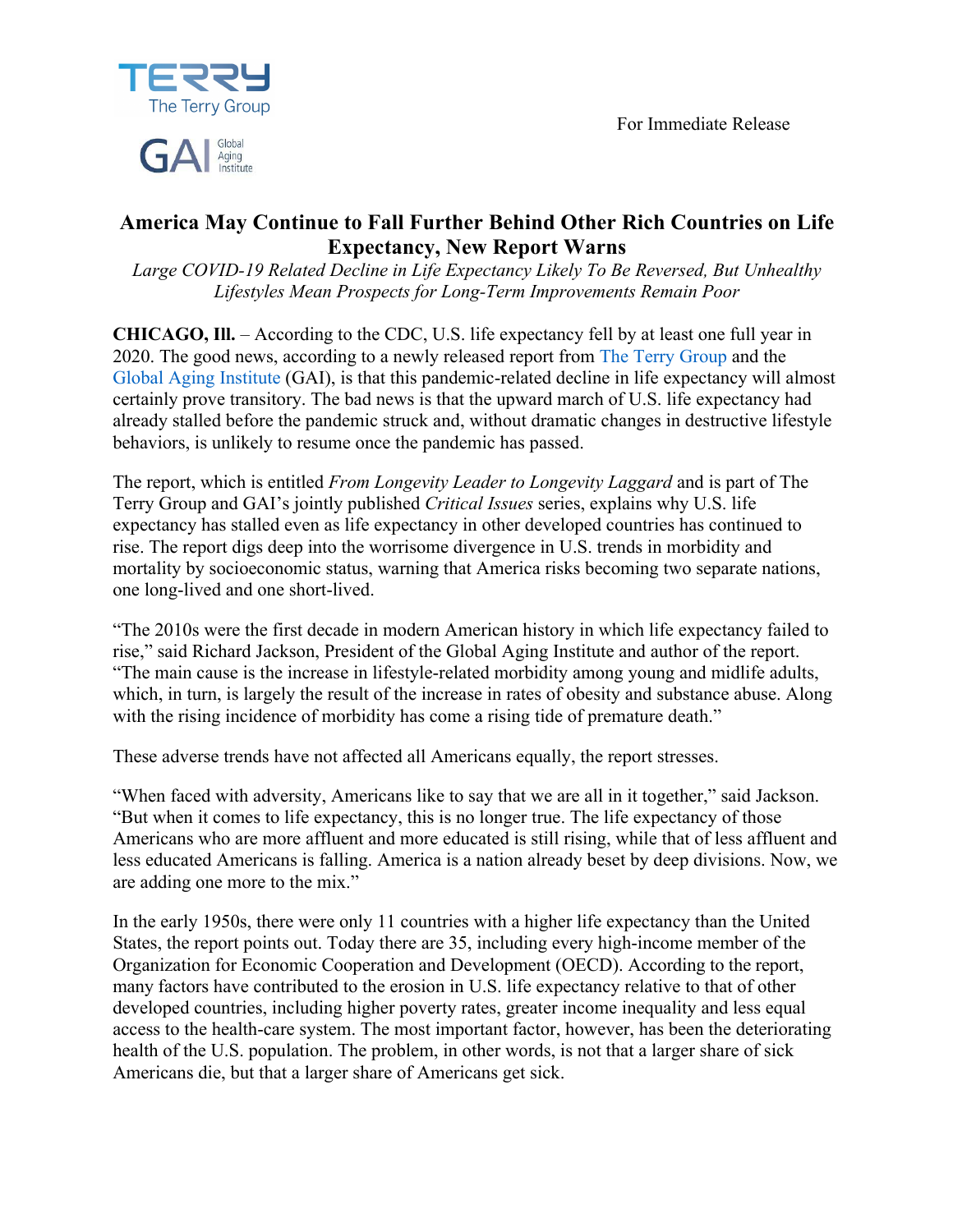For Immediate Release

# America May Continue to Fall Further Behind Other Rich Countries on Life Expectancy, New Report Warns

*Large COVID-19 Related Decline in Life Expectancy Likely To Be Reversed, But Unhealthy Lifestyles Mean Prospects for Long-Term Improvements Remain Poor*

**CHICAGO, Ill.** – According to the CDC, U.S. life expectancy fell by at least one full year in 2020. The good news, according to a newly released report from The Terry Group and the Global Aging Institute (GAI), is that this pandemic-related decline in life expectancy will almost certainly prove transitory. The bad news is that the upward march of U.S. life expectancy had already stalled before the pandemic struck and, without dramatic changes in destructive lifestyle behaviors, is unlikely to resume once the pandemic has passed.

The report, which is entitled *From Longevity Leader to Longevity Laggard* and is part of The Terry Group and GAI's jointly published *Critical Issues* series, explains why U.S. life expectancy has stalled even as life expectancy in other developed countries has continued to rise. The report digs deep into the worrisome divergence in U.S. trends in morbidity and mortality by socioeconomic status, warning that America risks becoming two separate nations, one long-lived and one short-lived.

"The 2010s were the first decade in modern American history in which life expectancy failed to rise," said Richard Jackson, President of the Global Aging Institute and author of the report. "The main cause is the increase in lifestyle-related morbidity among young and midlife adults, which, in turn, is largely the result of the increase in rates of obesity and substance abuse. Along with the rising incidence of morbidity has come a rising tide of premature death."

These adverse trends have not affected all Americans equally, the report stresses.

"When faced with adversity, Americans like to say that we are all in it together," said Jackson. "But when it comes to life expectancy, this is no longer true. The life expectancy of those Americans who are more affluent and more educated is still rising, while that of less affluent and less educated Americans is falling. America is a nation already beset by deep divisions. Now, we are adding one more to the mix."

In the early 1950s, there were only 11 countries with a higher life expectancy than the United States, the report points out. Today there are 35, including every high-income member of the Organization for Economic Cooperation and Development (OECD). According to the report, many factors have contributed to the erosion in U.S. life expectancy relative to that of other developed countries, including higher poverty rates, greater income inequality and less equal access to the health-care system. The most important factor, however, has been the deteriorating health of the U.S. population. The problem, in other words, is not that a larger share of sick Americans die, but that a larger share of Americans get sick.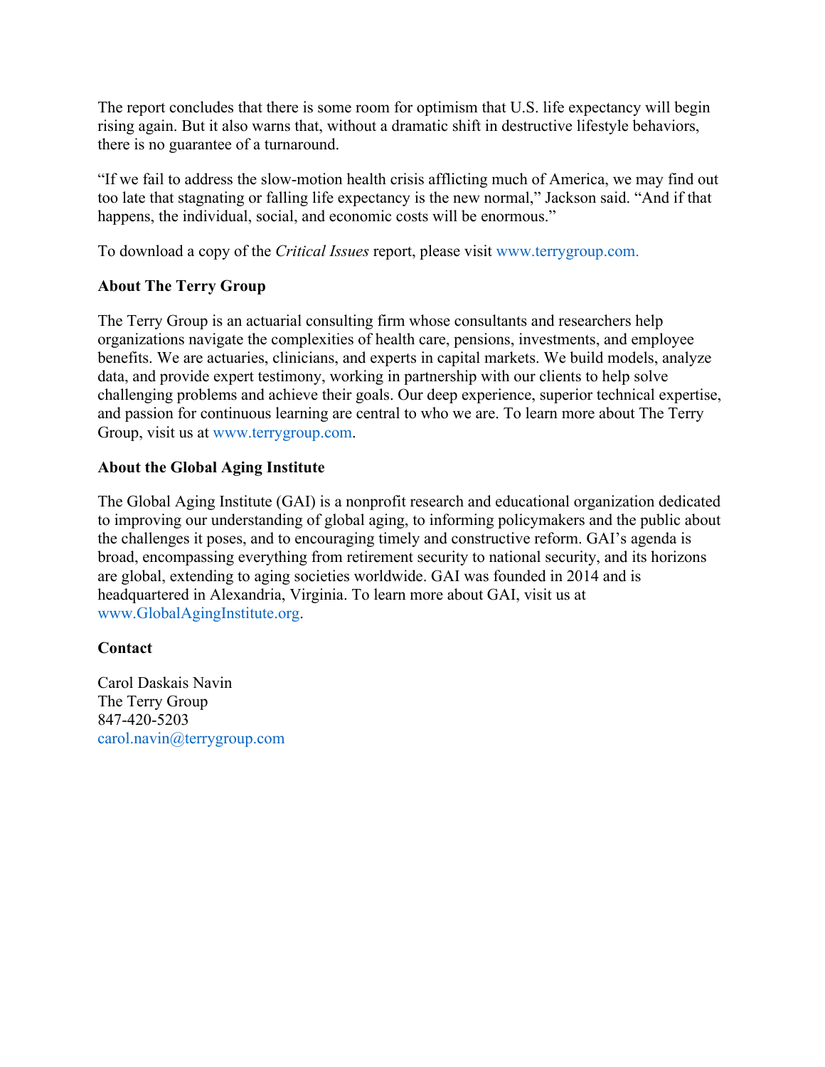The report concludes that there is some room for optimism that U.S. life expectancy will begin rising again. But it also warns that, without a dramatic shift in destructive lifestyle behaviors, there is no guarantee of a turnaround.

"If we fail to address the slow-motion health crisis afflicting much of America, we may find out too late that stagnating or falling life expectancy is the new normal," Jackson said. "And if that happens, the individual, social, and economic costs will be enormous."

To download a copy of the *Critical Issues* report, please visit www.terrygroup.com.

**About The Terry Group**

The Terry Group is an actuarial consulting firm whose consultants and researchers help organizations navigate the complexities of health care, pensions, investments, and employee benefits. We are actuaries, clinicians, and experts in capital markets. We build models, analyze data, and provide expert testimony, working in partnership with our clients to help solve challenging problems and achieve their goals. Our deep experience, superior technical expertise, and passion for continuous learning are central to who we are. To learn more about The Terry Group, visit us at www.terrygroup.com.

**About the Global Aging Institute**

The Global Aging Institute (GAI) is a nonprofit research and educational organization dedicated to improving our understanding of global aging, to informing policymakers and the public about the challenges it poses, and to encouraging timely and constructive reform. GAI's agenda is broad, encompassing everything from retirement security to national security, and its horizons are global, extending to aging societies worldwide. GAI was founded in 2014 and is headquartered in Alexandria, Virginia. To learn more about GAI, visit us at www.GlobalAgingInstitute.org.

**Contact**

Carol Daskais Navin
The Terry Group
847-420-5203
carol.navin@terrygroup.com